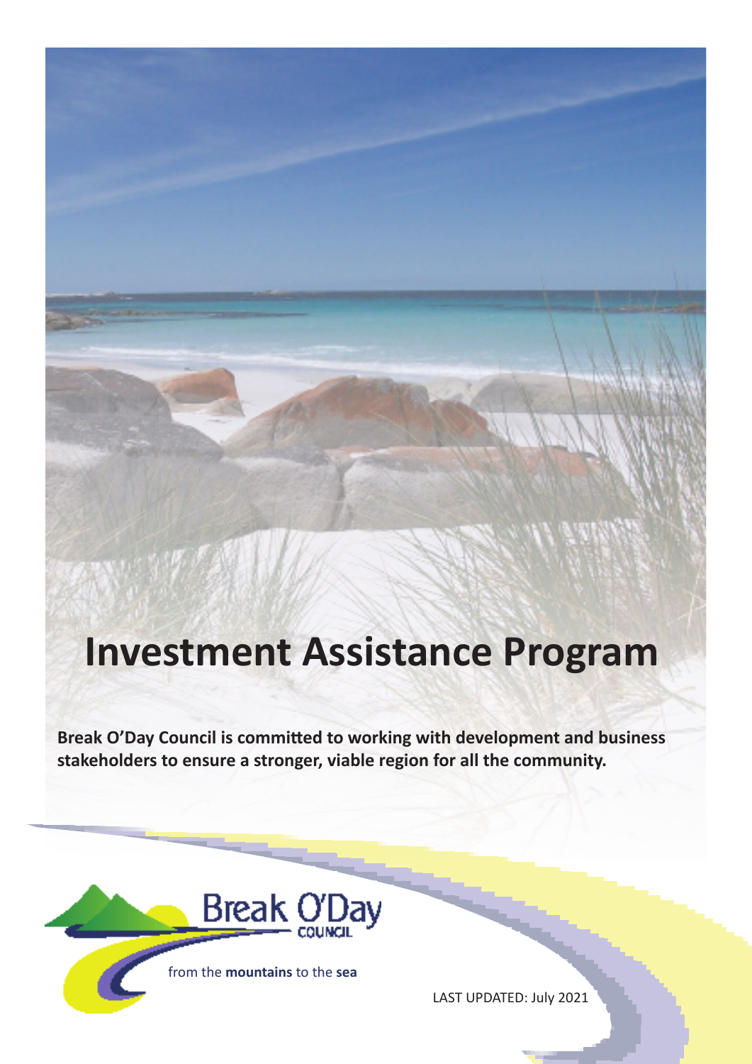# Investment Assistance Program

**Break O'Day Council is committed to working with development and business stakeholders to ensure a stronger, viable region for all the community.**

Break O'Day COUNCIL

from the **mountains** to the **sea**

LAST UPDATED: July 2021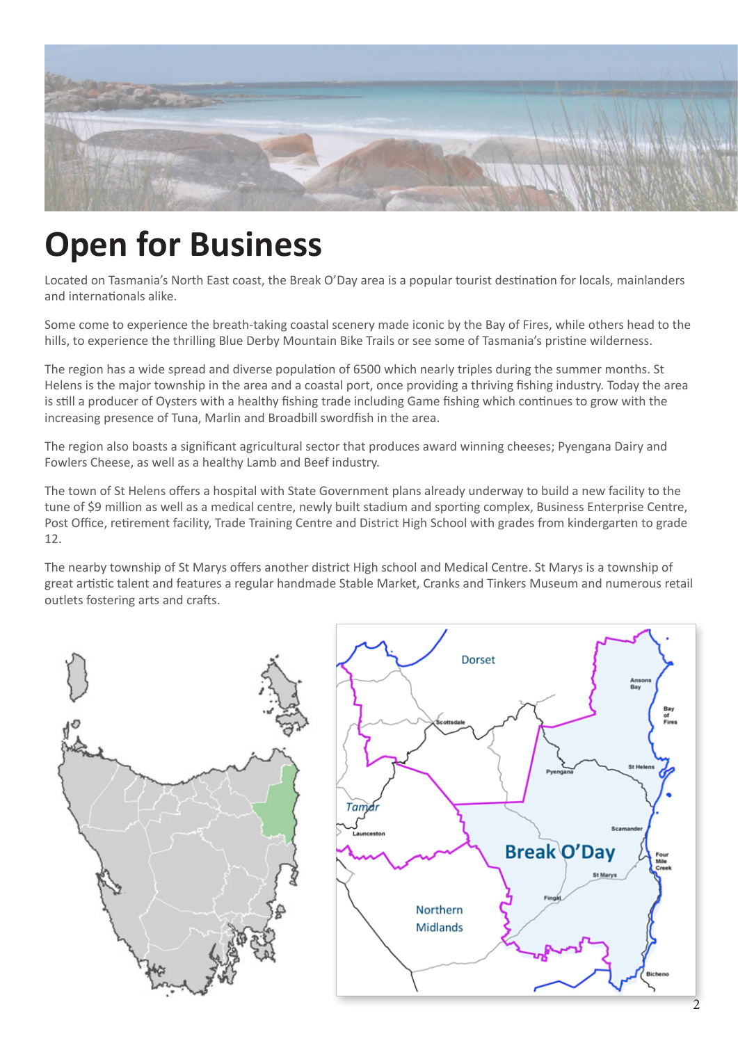# Open for Business

Located on Tasmania's North East coast, the Break O'Day area is a popular tourist destination for locals, mainlanders and internationals alike.

Some come to experience the breath-taking coastal scenery made iconic by the Bay of Fires, while others head to the hills, to experience the thrilling Blue Derby Mountain Bike Trails or see some of Tasmania's pristine wilderness.

The region has a wide spread and diverse population of 6500 which nearly triples during the summer months. St Helens is the major township in the area and a coastal port, once providing a thriving fishing industry. Today the area is still a producer of Oysters with a healthy fishing trade including Game fishing which continues to grow with the increasing presence of Tuna, Marlin and Broadbill swordfish in the area.

The region also boasts a significant agricultural sector that produces award winning cheeses; Pyengana Dairy and Fowlers Cheese, as well as a healthy Lamb and Beef industry.

The town of St Helens offers a hospital with State Government plans already underway to build a new facility to the tune of $9 million as well as a medical centre, newly built stadium and sporting complex, Business Enterprise Centre, Post Office, retirement facility, Trade Training Centre and District High School with grades from kindergarten to grade 12.

The nearby township of St Marys offers another district High school and Medical Centre. St Marys is a township of great artistic talent and features a regular handmade Stable Market, Cranks and Tinkers Museum and numerous retail outlets fostering arts and crafts.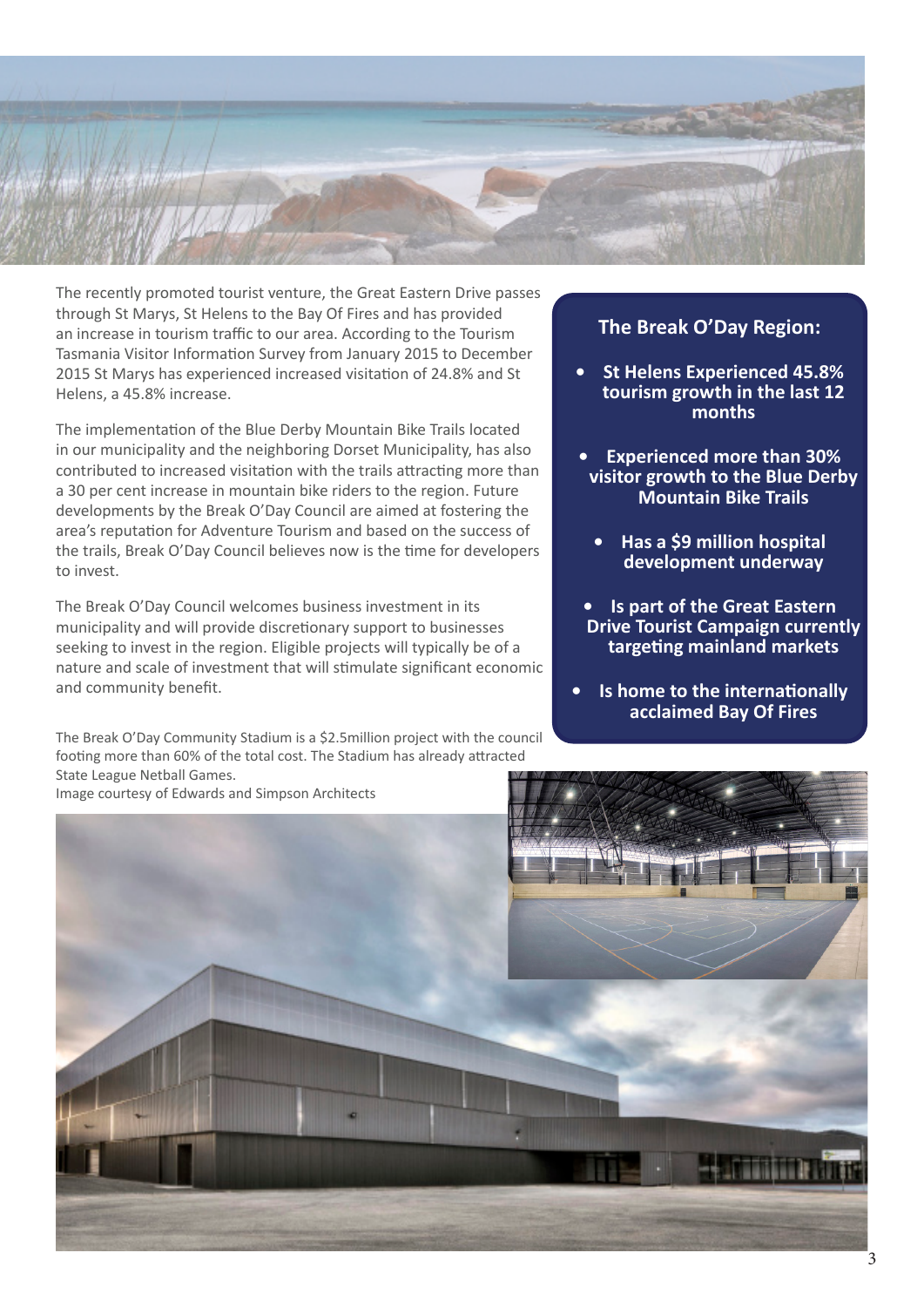The recently promoted tourist venture, the Great Eastern Drive passes through St Marys, St Helens to the Bay Of Fires and has provided an increase in tourism traffic to our area. According to the Tourism Tasmania Visitor Information Survey from January 2015 to December 2015 St Marys has experienced increased visitation of 24.8% and St Helens, a 45.8% increase.

The implementation of the Blue Derby Mountain Bike Trails located in our municipality and the neighboring Dorset Municipality, has also contributed to increased visitation with the trails attracting more than a 30 per cent increase in mountain bike riders to the region. Future developments by the Break O'Day Council are aimed at fostering the area's reputation for Adventure Tourism and based on the success of the trails, Break O'Day Council believes now is the time for developers to invest.

The Break O'Day Council welcomes business investment in its municipality and will provide discretionary support to businesses seeking to invest in the region. Eligible projects will typically be of a nature and scale of investment that will stimulate significant economic and community benefit.

### The Break O'Day Region:

- **St Helens Experienced 45.8% tourism growth in the last 12 months**
- **Experienced more than 30% visitor growth to the Blue Derby Mountain Bike Trails**
- **Has a $9 million hospital development underway**
- **Is part of the Great Eastern Drive Tourist Campaign currently targeting mainland markets**
- **Is home to the internationally acclaimed Bay Of Fires**

The Break O'Day Community Stadium is a $2.5million project with the council footing more than 60% of the total cost. The Stadium has already attracted State League Netball Games.
Image courtesy of Edwards and Simpson Architects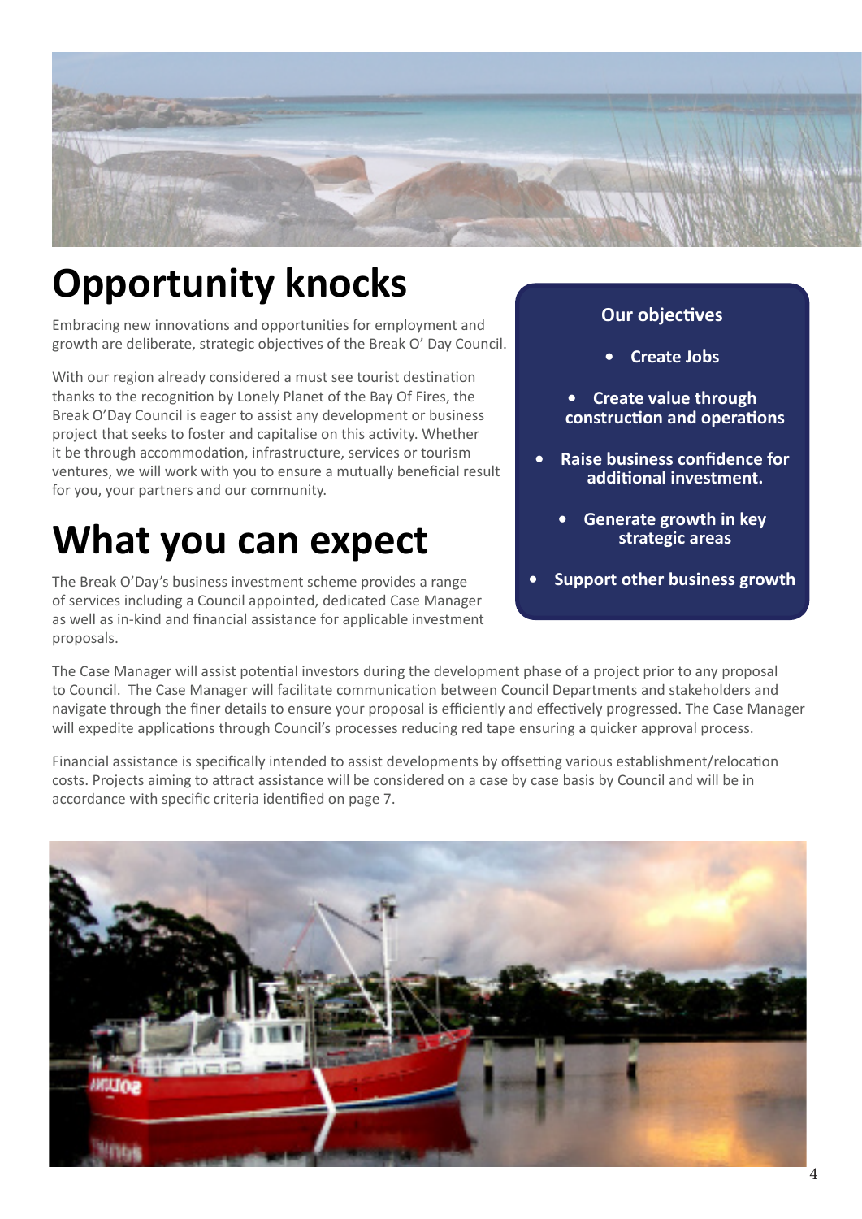# Opportunity knocks

Embracing new innovations and opportunities for employment and growth are deliberate, strategic objectives of the Break O' Day Council.

With our region already considered a must see tourist destination thanks to the recognition by Lonely Planet of the Bay Of Fires, the Break O'Day Council is eager to assist any development or business project that seeks to foster and capitalise on this activity. Whether it be through accommodation, infrastructure, services or tourism ventures, we will work with you to ensure a mutually beneficial result for you, your partners and our community.

**Our objectives**

- **Create Jobs**
- **Create value through construction and operations**
- **Raise business confidence for additional investment.**
- **Generate growth in key strategic areas**
- **Support other business growth**

# What you can expect

The Break O'Day's business investment scheme provides a range of services including a Council appointed, dedicated Case Manager as well as in-kind and financial assistance for applicable investment proposals.

The Case Manager will assist potential investors during the development phase of a project prior to any proposal to Council. The Case Manager will facilitate communication between Council Departments and stakeholders and navigate through the finer details to ensure your proposal is efficiently and effectively progressed. The Case Manager will expedite applications through Council's processes reducing red tape ensuring a quicker approval process.

Financial assistance is specifically intended to assist developments by offsetting various establishment/relocation costs. Projects aiming to attract assistance will be considered on a case by case basis by Council and will be in accordance with specific criteria identified on page 7.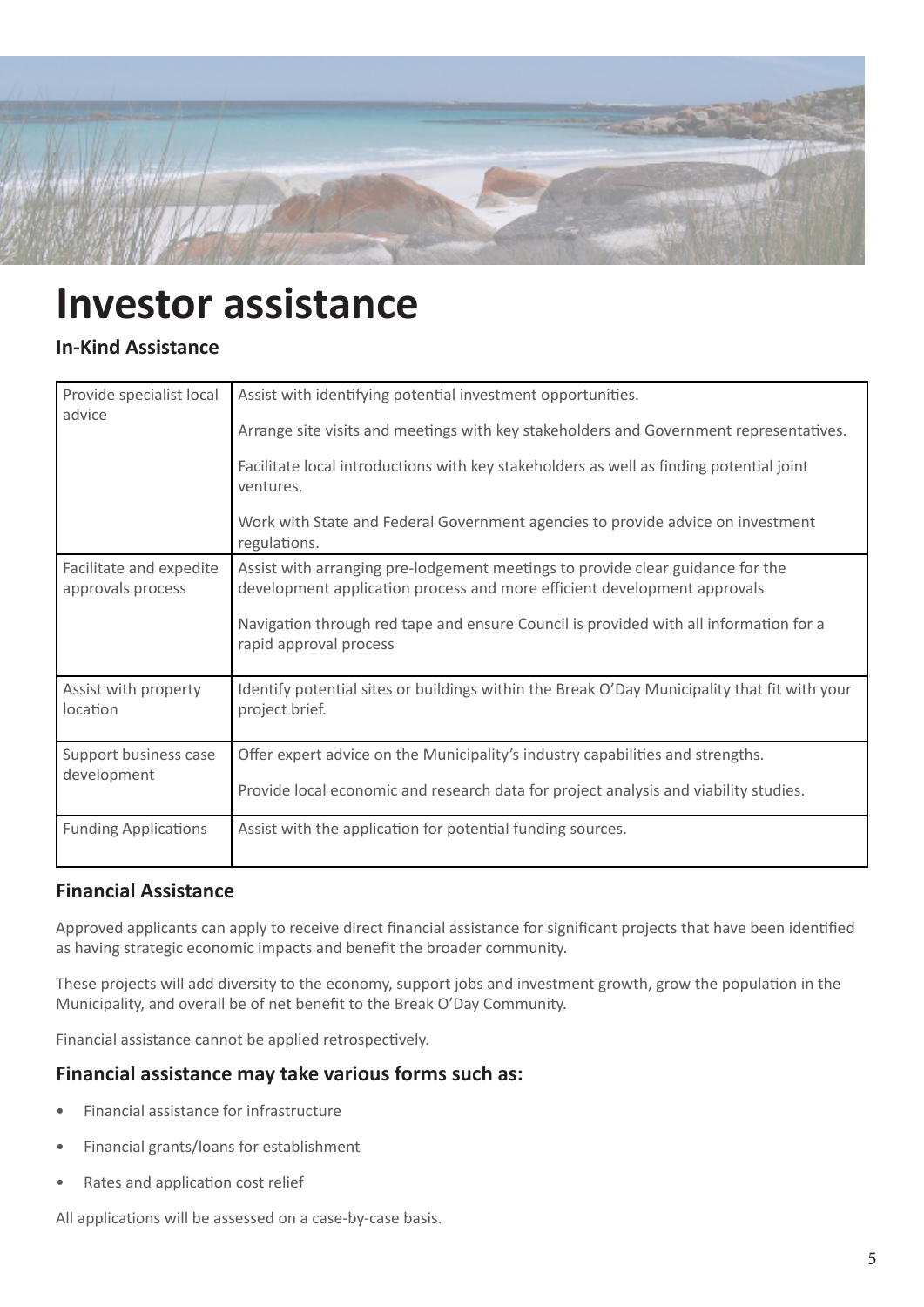# Investor assistance

## In-Kind Assistance

| | |
|---|---|
| Provide specialist local advice | Assist with identifying potential investment opportunities.<br><br>Arrange site visits and meetings with key stakeholders and Government representatives.<br><br>Facilitate local introductions with key stakeholders as well as finding potential joint ventures.<br><br>Work with State and Federal Government agencies to provide advice on investment regulations. |
| Facilitate and expedite approvals process | Assist with arranging pre-lodgement meetings to provide clear guidance for the development application process and more efficient development approvals<br><br>Navigation through red tape and ensure Council is provided with all information for a rapid approval process |
| Assist with property location | Identify potential sites or buildings within the Break O'Day Municipality that fit with your project brief. |
| Support business case development | Offer expert advice on the Municipality's industry capabilities and strengths.<br><br>Provide local economic and research data for project analysis and viability studies. |
| Funding Applications | Assist with the application for potential funding sources. |

## Financial Assistance

Approved applicants can apply to receive direct financial assistance for significant projects that have been identified as having strategic economic impacts and benefit the broader community.

These projects will add diversity to the economy, support jobs and investment growth, grow the population in the Municipality, and overall be of net benefit to the Break O'Day Community.

Financial assistance cannot be applied retrospectively.

### Financial assistance may take various forms such as:

- Financial assistance for infrastructure
- Financial grants/loans for establishment
- Rates and application cost relief

All applications will be assessed on a case-by-case basis.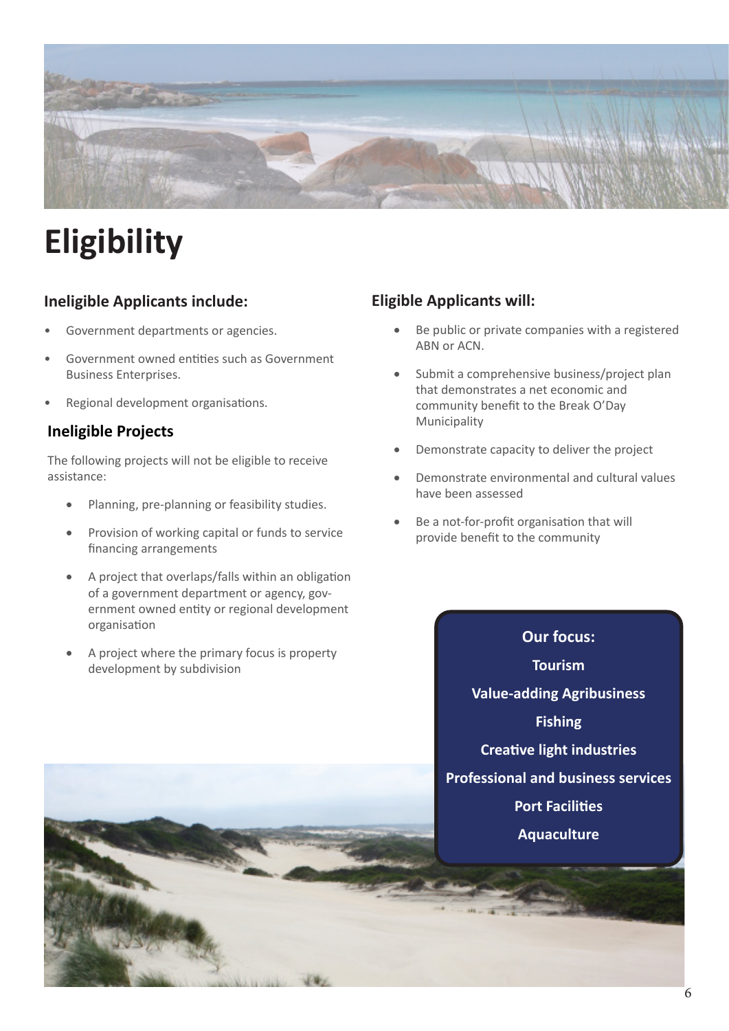# Eligibility

### Ineligible Applicants include:

- Government departments or agencies.
- Government owned entities such as Government Business Enterprises.
- Regional development organisations.

### Ineligible Projects

The following projects will not be eligible to receive assistance:

- Planning, pre-planning or feasibility studies.
- Provision of working capital or funds to service financing arrangements
- A project that overlaps/falls within an obligation of a government department or agency, government owned entity or regional development organisation
- A project where the primary focus is property development by subdivision

### Eligible Applicants will:

- Be public or private companies with a registered ABN or ACN.
- Submit a comprehensive business/project plan that demonstrates a net economic and community benefit to the Break O'Day Municipality
- Demonstrate capacity to deliver the project
- Demonstrate environmental and cultural values have been assessed
- Be a not-for-profit organisation that will provide benefit to the community

**Our focus:**

**Tourism**

**Value-adding Agribusiness**

**Fishing**

**Creative light industries**

**Professional and business services**

**Port Facilities**

**Aquaculture**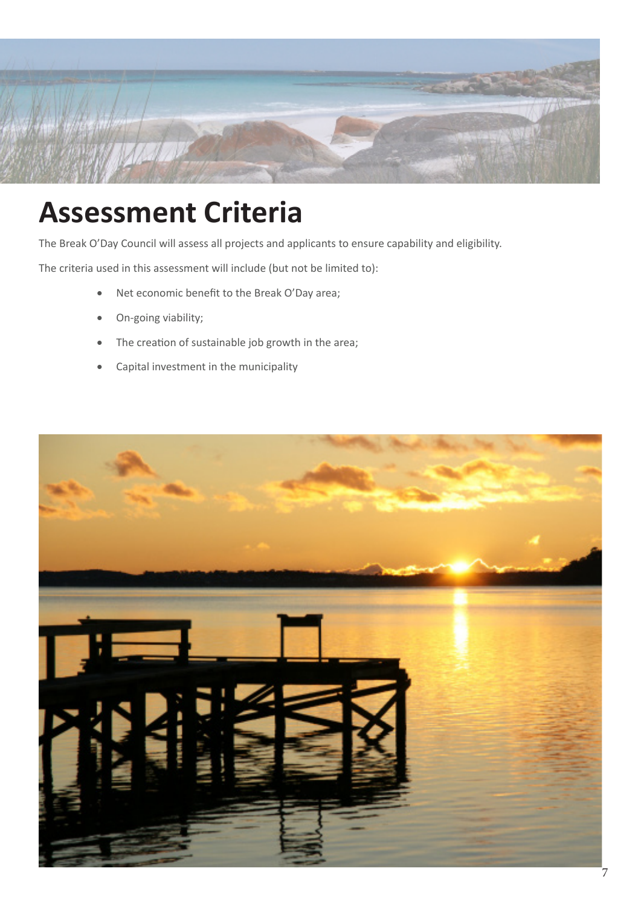# Assessment Criteria

The Break O'Day Council will assess all projects and applicants to ensure capability and eligibility.

The criteria used in this assessment will include (but not be limited to):

- Net economic benefit to the Break O'Day area;
- On-going viability;
- The creation of sustainable job growth in the area;
- Capital investment in the municipality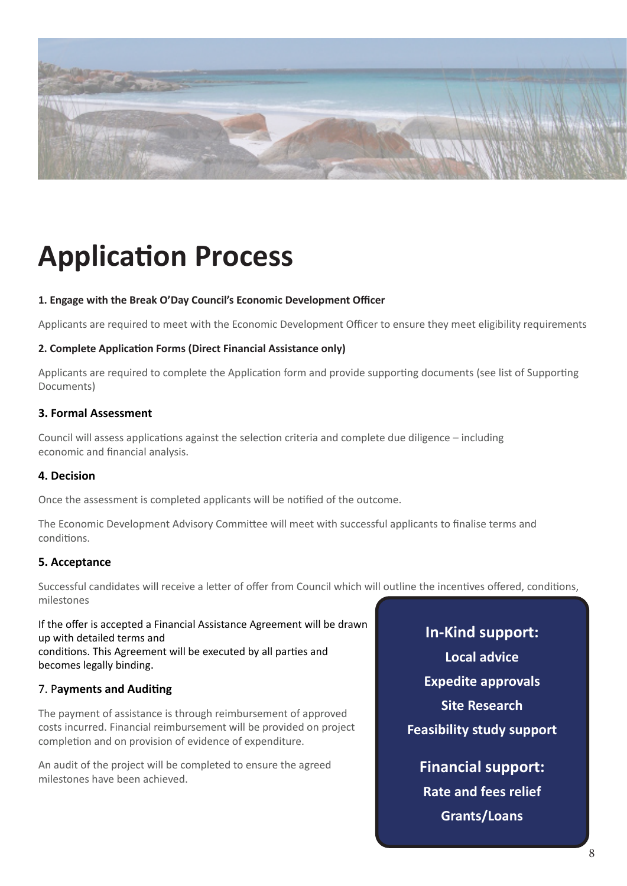# Application Process

**1. Engage with the Break O'Day Council's Economic Development Officer**

Applicants are required to meet with the Economic Development Officer to ensure they meet eligibility requirements

**2. Complete Application Forms (Direct Financial Assistance only)**

Applicants are required to complete the Application form and provide supporting documents (see list of Supporting Documents)

**3. Formal Assessment**

Council will assess applications against the selection criteria and complete due diligence – including economic and financial analysis.

**4. Decision**

Once the assessment is completed applicants will be notified of the outcome.

The Economic Development Advisory Committee will meet with successful applicants to finalise terms and conditions.

**5. Acceptance**

Successful candidates will receive a letter of offer from Council which will outline the incentives offered, conditions, milestones

If the offer is accepted a Financial Assistance Agreement will be drawn up with detailed terms and conditions. This Agreement will be executed by all parties and becomes legally binding.

7. P**ayments and Auditing**

The payment of assistance is through reimbursement of approved costs incurred. Financial reimbursement will be provided on project completion and on provision of evidence of expenditure.

An audit of the project will be completed to ensure the agreed milestones have been achieved.

**In-Kind support:**

**Local advice**

**Expedite approvals**

**Site Research**

**Feasibility study support**

**Financial support:**

**Rate and fees relief**

**Grants/Loans**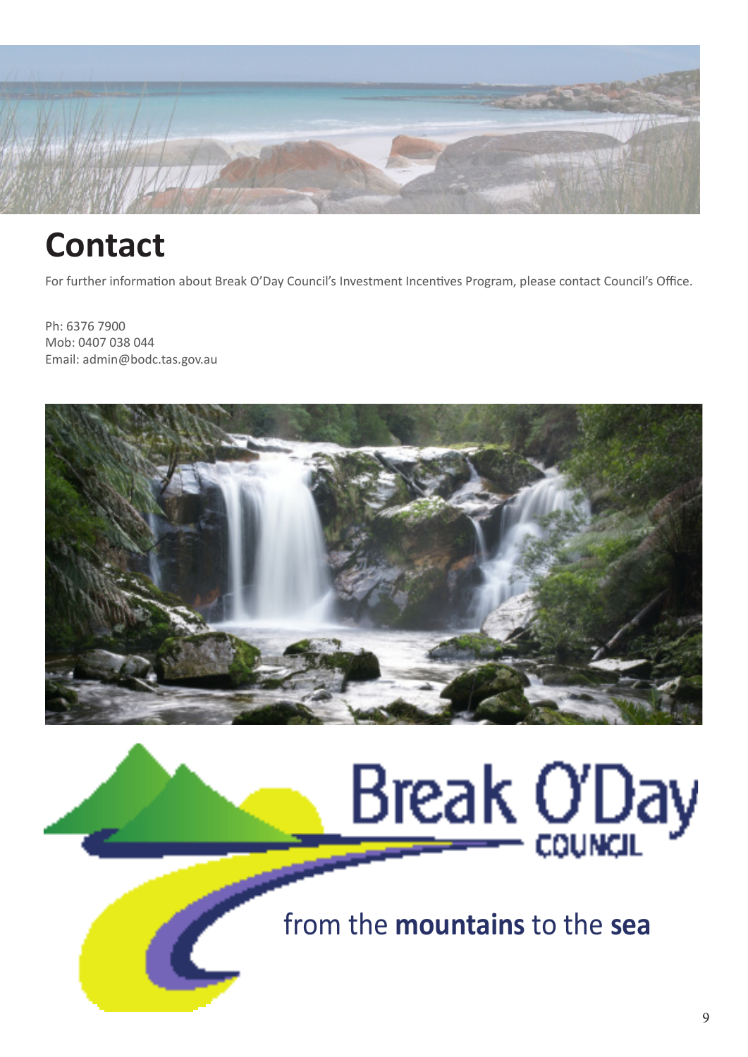# Contact

For further information about Break O'Day Council's Investment Incentives Program, please contact Council's Office.

Ph: 6376 7900
Mob: 0407 038 044
Email: admin@bodc.tas.gov.au